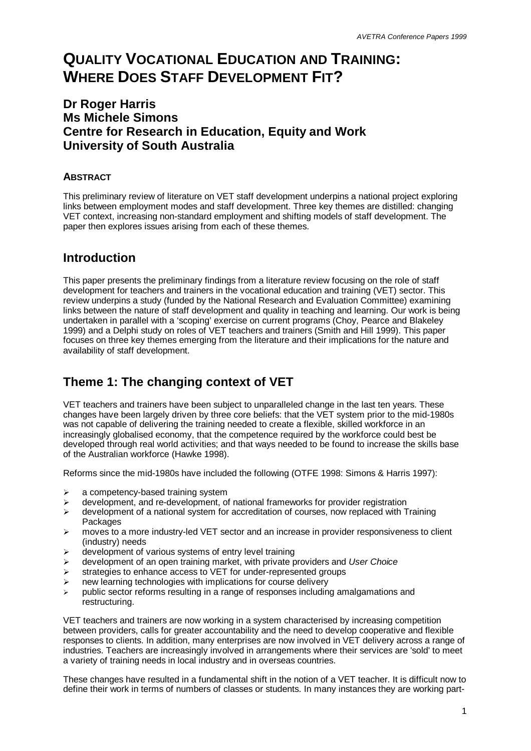# QUALITY VOCATIONAL EDUCATION AND TRAINING: WHERE DOES STAFF DEVELOPMENT FIT?

## Dr Roger Harris
## Ms Michele Simons
## Centre for Research in Education, Equity and Work
## University of South Australia

### ABSTRACT

This preliminary review of literature on VET staff development underpins a national project exploring links between employment modes and staff development. Three key themes are distilled: changing VET context, increasing non-standard employment and shifting models of staff development. The paper then explores issues arising from each of these themes.

## Introduction

This paper presents the preliminary findings from a literature review focusing on the role of staff development for teachers and trainers in the vocational education and training (VET) sector. This review underpins a study (funded by the National Research and Evaluation Committee) examining links between the nature of staff development and quality in teaching and learning. Our work is being undertaken in parallel with a 'scoping' exercise on current programs (Choy, Pearce and Blakeley 1999) and a Delphi study on roles of VET teachers and trainers (Smith and Hill 1999). This paper focuses on three key themes emerging from the literature and their implications for the nature and availability of staff development.

## Theme 1: The changing context of VET

VET teachers and trainers have been subject to unparalleled change in the last ten years. These changes have been largely driven by three core beliefs: that the VET system prior to the mid-1980s was not capable of delivering the training needed to create a flexible, skilled workforce in an increasingly globalised economy, that the competence required by the workforce could best be developed through real world activities; and that ways needed to be found to increase the skills base of the Australian workforce (Hawke 1998).

Reforms since the mid-1980s have included the following (OTFE 1998: Simons & Harris 1997):

- a competency-based training system
- development, and re-development, of national frameworks for provider registration
- development of a national system for accreditation of courses, now replaced with Training Packages
- moves to a more industry-led VET sector and an increase in provider responsiveness to client (industry) needs
- development of various systems of entry level training
- development of an open training market, with private providers and *User Choice*
- strategies to enhance access to VET for under-represented groups
- new learning technologies with implications for course delivery
- public sector reforms resulting in a range of responses including amalgamations and restructuring.

VET teachers and trainers are now working in a system characterised by increasing competition between providers, calls for greater accountability and the need to develop cooperative and flexible responses to clients. In addition, many enterprises are now involved in VET delivery across a range of industries. Teachers are increasingly involved in arrangements where their services are 'sold' to meet a variety of training needs in local industry and in overseas countries.

These changes have resulted in a fundamental shift in the notion of a VET teacher. It is difficult now to define their work in terms of numbers of classes or students. In many instances they are working part-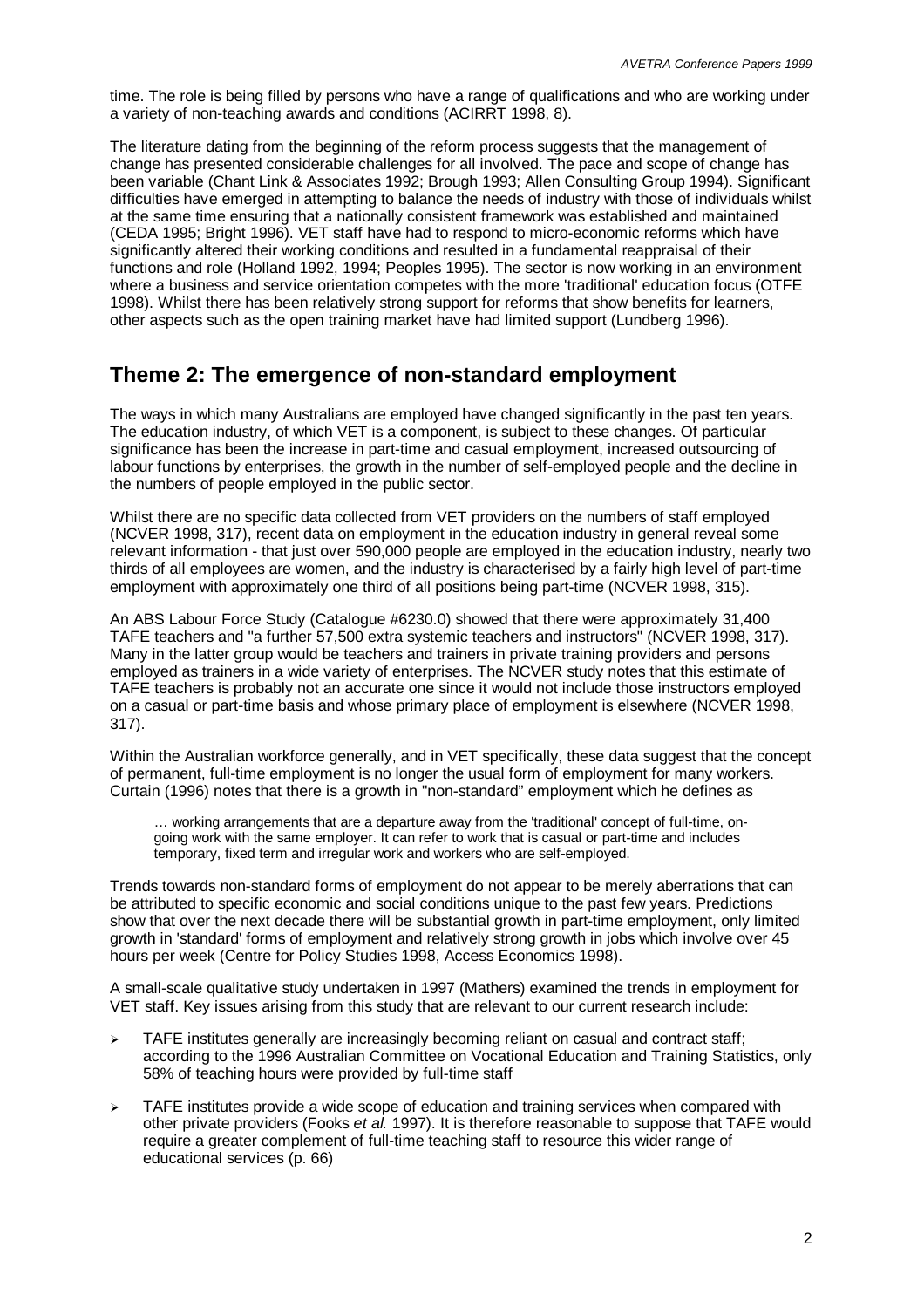time. The role is being filled by persons who have a range of qualifications and who are working under a variety of non-teaching awards and conditions (ACIRRT 1998, 8).

The literature dating from the beginning of the reform process suggests that the management of change has presented considerable challenges for all involved. The pace and scope of change has been variable (Chant Link & Associates 1992; Brough 1993; Allen Consulting Group 1994). Significant difficulties have emerged in attempting to balance the needs of industry with those of individuals whilst at the same time ensuring that a nationally consistent framework was established and maintained (CEDA 1995; Bright 1996). VET staff have had to respond to micro-economic reforms which have significantly altered their working conditions and resulted in a fundamental reappraisal of their functions and role (Holland 1992, 1994; Peoples 1995). The sector is now working in an environment where a business and service orientation competes with the more 'traditional' education focus (OTFE 1998). Whilst there has been relatively strong support for reforms that show benefits for learners, other aspects such as the open training market have had limited support (Lundberg 1996).

## Theme 2: The emergence of non-standard employment

The ways in which many Australians are employed have changed significantly in the past ten years. The education industry, of which VET is a component, is subject to these changes. Of particular significance has been the increase in part-time and casual employment, increased outsourcing of labour functions by enterprises, the growth in the number of self-employed people and the decline in the numbers of people employed in the public sector.

Whilst there are no specific data collected from VET providers on the numbers of staff employed (NCVER 1998, 317), recent data on employment in the education industry in general reveal some relevant information - that just over 590,000 people are employed in the education industry, nearly two thirds of all employees are women, and the industry is characterised by a fairly high level of part-time employment with approximately one third of all positions being part-time (NCVER 1998, 315).

An ABS Labour Force Study (Catalogue #6230.0) showed that there were approximately 31,400 TAFE teachers and "a further 57,500 extra systemic teachers and instructors" (NCVER 1998, 317). Many in the latter group would be teachers and trainers in private training providers and persons employed as trainers in a wide variety of enterprises. The NCVER study notes that this estimate of TAFE teachers is probably not an accurate one since it would not include those instructors employed on a casual or part-time basis and whose primary place of employment is elsewhere (NCVER 1998, 317).

Within the Australian workforce generally, and in VET specifically, these data suggest that the concept of permanent, full-time employment is no longer the usual form of employment for many workers. Curtain (1996) notes that there is a growth in "non-standard" employment which he defines as

> … working arrangements that are a departure away from the 'traditional' concept of full-time, on-going work with the same employer. It can refer to work that is casual or part-time and includes temporary, fixed term and irregular work and workers who are self-employed.

Trends towards non-standard forms of employment do not appear to be merely aberrations that can be attributed to specific economic and social conditions unique to the past few years. Predictions show that over the next decade there will be substantial growth in part-time employment, only limited growth in 'standard' forms of employment and relatively strong growth in jobs which involve over 45 hours per week (Centre for Policy Studies 1998, Access Economics 1998).

A small-scale qualitative study undertaken in 1997 (Mathers) examined the trends in employment for VET staff. Key issues arising from this study that are relevant to our current research include:

- TAFE institutes generally are increasingly becoming reliant on casual and contract staff; according to the 1996 Australian Committee on Vocational Education and Training Statistics, only 58% of teaching hours were provided by full-time staff
- TAFE institutes provide a wide scope of education and training services when compared with other private providers (Fooks *et al.* 1997). It is therefore reasonable to suppose that TAFE would require a greater complement of full-time teaching staff to resource this wider range of educational services (p. 66)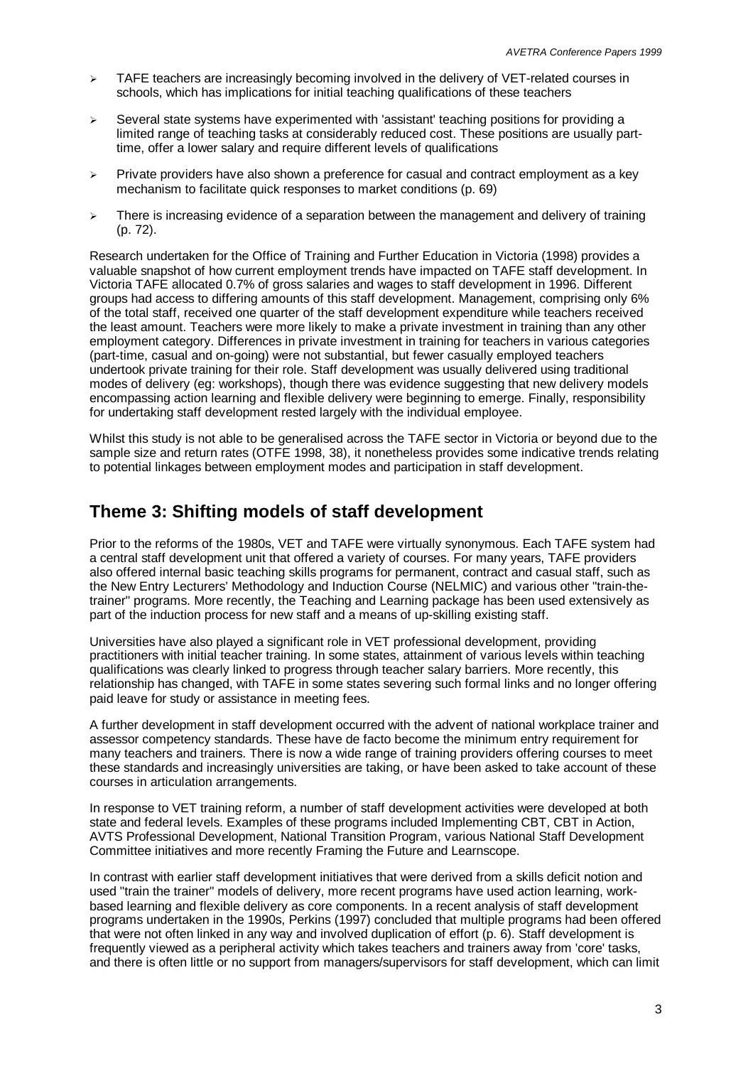- TAFE teachers are increasingly becoming involved in the delivery of VET-related courses in schools, which has implications for initial teaching qualifications of these teachers
- Several state systems have experimented with 'assistant' teaching positions for providing a limited range of teaching tasks at considerably reduced cost. These positions are usually part-time, offer a lower salary and require different levels of qualifications
- Private providers have also shown a preference for casual and contract employment as a key mechanism to facilitate quick responses to market conditions (p. 69)
- There is increasing evidence of a separation between the management and delivery of training (p. 72).

Research undertaken for the Office of Training and Further Education in Victoria (1998) provides a valuable snapshot of how current employment trends have impacted on TAFE staff development. In Victoria TAFE allocated 0.7% of gross salaries and wages to staff development in 1996. Different groups had access to differing amounts of this staff development. Management, comprising only 6% of the total staff, received one quarter of the staff development expenditure while teachers received the least amount. Teachers were more likely to make a private investment in training than any other employment category. Differences in private investment in training for teachers in various categories (part-time, casual and on-going) were not substantial, but fewer casually employed teachers undertook private training for their role. Staff development was usually delivered using traditional modes of delivery (eg: workshops), though there was evidence suggesting that new delivery models encompassing action learning and flexible delivery were beginning to emerge. Finally, responsibility for undertaking staff development rested largely with the individual employee.

Whilst this study is not able to be generalised across the TAFE sector in Victoria or beyond due to the sample size and return rates (OTFE 1998, 38), it nonetheless provides some indicative trends relating to potential linkages between employment modes and participation in staff development.

## Theme 3: Shifting models of staff development

Prior to the reforms of the 1980s, VET and TAFE were virtually synonymous. Each TAFE system had a central staff development unit that offered a variety of courses. For many years, TAFE providers also offered internal basic teaching skills programs for permanent, contract and casual staff, such as the New Entry Lecturers' Methodology and Induction Course (NELMIC) and various other "train-the-trainer" programs. More recently, the Teaching and Learning package has been used extensively as part of the induction process for new staff and a means of up-skilling existing staff.

Universities have also played a significant role in VET professional development, providing practitioners with initial teacher training. In some states, attainment of various levels within teaching qualifications was clearly linked to progress through teacher salary barriers. More recently, this relationship has changed, with TAFE in some states severing such formal links and no longer offering paid leave for study or assistance in meeting fees.

A further development in staff development occurred with the advent of national workplace trainer and assessor competency standards. These have de facto become the minimum entry requirement for many teachers and trainers. There is now a wide range of training providers offering courses to meet these standards and increasingly universities are taking, or have been asked to take account of these courses in articulation arrangements.

In response to VET training reform, a number of staff development activities were developed at both state and federal levels. Examples of these programs included Implementing CBT, CBT in Action, AVTS Professional Development, National Transition Program, various National Staff Development Committee initiatives and more recently Framing the Future and Learnscope.

In contrast with earlier staff development initiatives that were derived from a skills deficit notion and used "train the trainer" models of delivery, more recent programs have used action learning, work-based learning and flexible delivery as core components. In a recent analysis of staff development programs undertaken in the 1990s, Perkins (1997) concluded that multiple programs had been offered that were not often linked in any way and involved duplication of effort (p. 6). Staff development is frequently viewed as a peripheral activity which takes teachers and trainers away from 'core' tasks, and there is often little or no support from managers/supervisors for staff development, which can limit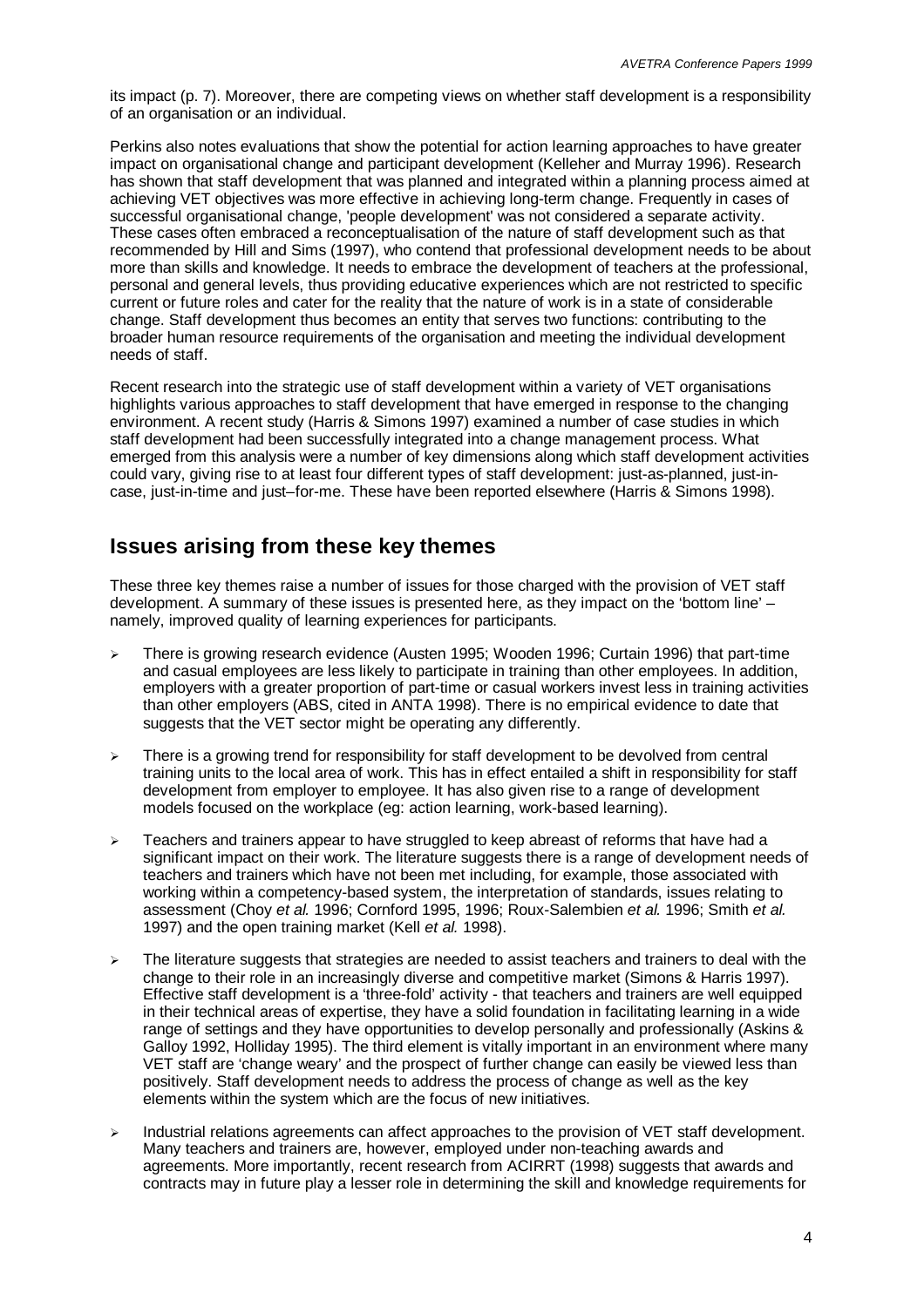its impact (p. 7). Moreover, there are competing views on whether staff development is a responsibility of an organisation or an individual.

Perkins also notes evaluations that show the potential for action learning approaches to have greater impact on organisational change and participant development (Kelleher and Murray 1996). Research has shown that staff development that was planned and integrated within a planning process aimed at achieving VET objectives was more effective in achieving long-term change. Frequently in cases of successful organisational change, 'people development' was not considered a separate activity. These cases often embraced a reconceptualisation of the nature of staff development such as that recommended by Hill and Sims (1997), who contend that professional development needs to be about more than skills and knowledge. It needs to embrace the development of teachers at the professional, personal and general levels, thus providing educative experiences which are not restricted to specific current or future roles and cater for the reality that the nature of work is in a state of considerable change. Staff development thus becomes an entity that serves two functions: contributing to the broader human resource requirements of the organisation and meeting the individual development needs of staff.

Recent research into the strategic use of staff development within a variety of VET organisations highlights various approaches to staff development that have emerged in response to the changing environment. A recent study (Harris & Simons 1997) examined a number of case studies in which staff development had been successfully integrated into a change management process. What emerged from this analysis were a number of key dimensions along which staff development activities could vary, giving rise to at least four different types of staff development: just-as-planned, just-in-case, just-in-time and just–for-me. These have been reported elsewhere (Harris & Simons 1998).

## Issues arising from these key themes

These three key themes raise a number of issues for those charged with the provision of VET staff development. A summary of these issues is presented here, as they impact on the 'bottom line' – namely, improved quality of learning experiences for participants.

- There is growing research evidence (Austen 1995; Wooden 1996; Curtain 1996) that part-time and casual employees are less likely to participate in training than other employees. In addition, employers with a greater proportion of part-time or casual workers invest less in training activities than other employers (ABS, cited in ANTA 1998). There is no empirical evidence to date that suggests that the VET sector might be operating any differently.
- There is a growing trend for responsibility for staff development to be devolved from central training units to the local area of work. This has in effect entailed a shift in responsibility for staff development from employer to employee. It has also given rise to a range of development models focused on the workplace (eg: action learning, work-based learning).
- Teachers and trainers appear to have struggled to keep abreast of reforms that have had a significant impact on their work. The literature suggests there is a range of development needs of teachers and trainers which have not been met including, for example, those associated with working within a competency-based system, the interpretation of standards, issues relating to assessment (Choy *et al.* 1996; Cornford 1995, 1996; Roux-Salembien *et al.* 1996; Smith *et al.* 1997) and the open training market (Kell *et al.* 1998).
- The literature suggests that strategies are needed to assist teachers and trainers to deal with the change to their role in an increasingly diverse and competitive market (Simons & Harris 1997). Effective staff development is a 'three-fold' activity - that teachers and trainers are well equipped in their technical areas of expertise, they have a solid foundation in facilitating learning in a wide range of settings and they have opportunities to develop personally and professionally (Askins & Galloy 1992, Holliday 1995). The third element is vitally important in an environment where many VET staff are 'change weary' and the prospect of further change can easily be viewed less than positively. Staff development needs to address the process of change as well as the key elements within the system which are the focus of new initiatives.
- Industrial relations agreements can affect approaches to the provision of VET staff development. Many teachers and trainers are, however, employed under non-teaching awards and agreements. More importantly, recent research from ACIRRT (1998) suggests that awards and contracts may in future play a lesser role in determining the skill and knowledge requirements for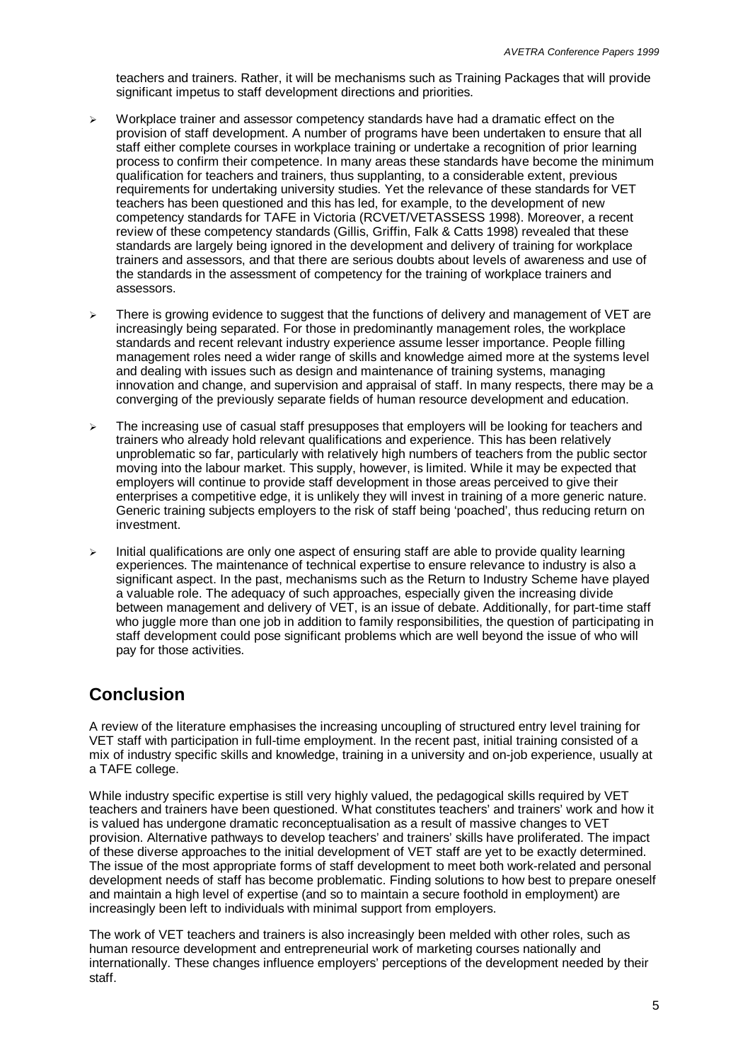teachers and trainers. Rather, it will be mechanisms such as Training Packages that will provide significant impetus to staff development directions and priorities.

- Workplace trainer and assessor competency standards have had a dramatic effect on the provision of staff development. A number of programs have been undertaken to ensure that all staff either complete courses in workplace training or undertake a recognition of prior learning process to confirm their competence. In many areas these standards have become the minimum qualification for teachers and trainers, thus supplanting, to a considerable extent, previous requirements for undertaking university studies. Yet the relevance of these standards for VET teachers has been questioned and this has led, for example, to the development of new competency standards for TAFE in Victoria (RCVET/VETASSESS 1998). Moreover, a recent review of these competency standards (Gillis, Griffin, Falk & Catts 1998) revealed that these standards are largely being ignored in the development and delivery of training for workplace trainers and assessors, and that there are serious doubts about levels of awareness and use of the standards in the assessment of competency for the training of workplace trainers and assessors.
- There is growing evidence to suggest that the functions of delivery and management of VET are increasingly being separated. For those in predominantly management roles, the workplace standards and recent relevant industry experience assume lesser importance. People filling management roles need a wider range of skills and knowledge aimed more at the systems level and dealing with issues such as design and maintenance of training systems, managing innovation and change, and supervision and appraisal of staff. In many respects, there may be a converging of the previously separate fields of human resource development and education.
- The increasing use of casual staff presupposes that employers will be looking for teachers and trainers who already hold relevant qualifications and experience. This has been relatively unproblematic so far, particularly with relatively high numbers of teachers from the public sector moving into the labour market. This supply, however, is limited. While it may be expected that employers will continue to provide staff development in those areas perceived to give their enterprises a competitive edge, it is unlikely they will invest in training of a more generic nature. Generic training subjects employers to the risk of staff being 'poached', thus reducing return on investment.
- Initial qualifications are only one aspect of ensuring staff are able to provide quality learning experiences. The maintenance of technical expertise to ensure relevance to industry is also a significant aspect. In the past, mechanisms such as the Return to Industry Scheme have played a valuable role. The adequacy of such approaches, especially given the increasing divide between management and delivery of VET, is an issue of debate. Additionally, for part-time staff who juggle more than one job in addition to family responsibilities, the question of participating in staff development could pose significant problems which are well beyond the issue of who will pay for those activities.

## Conclusion

A review of the literature emphasises the increasing uncoupling of structured entry level training for VET staff with participation in full-time employment. In the recent past, initial training consisted of a mix of industry specific skills and knowledge, training in a university and on-job experience, usually at a TAFE college.

While industry specific expertise is still very highly valued, the pedagogical skills required by VET teachers and trainers have been questioned. What constitutes teachers' and trainers' work and how it is valued has undergone dramatic reconceptualisation as a result of massive changes to VET provision. Alternative pathways to develop teachers' and trainers' skills have proliferated. The impact of these diverse approaches to the initial development of VET staff are yet to be exactly determined. The issue of the most appropriate forms of staff development to meet both work-related and personal development needs of staff has become problematic. Finding solutions to how best to prepare oneself and maintain a high level of expertise (and so to maintain a secure foothold in employment) are increasingly been left to individuals with minimal support from employers.

The work of VET teachers and trainers is also increasingly been melded with other roles, such as human resource development and entrepreneurial work of marketing courses nationally and internationally. These changes influence employers' perceptions of the development needed by their staff.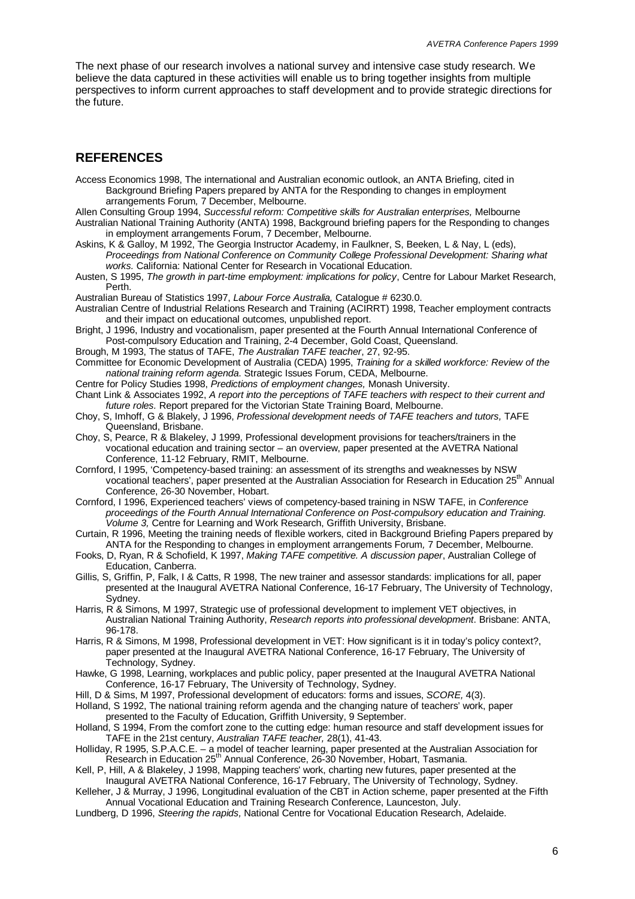The next phase of our research involves a national survey and intensive case study research. We believe the data captured in these activities will enable us to bring together insights from multiple perspectives to inform current approaches to staff development and to provide strategic directions for the future.

## REFERENCES

Access Economics 1998, The international and Australian economic outlook, an ANTA Briefing, cited in Background Briefing Papers prepared by ANTA for the Responding to changes in employment arrangements Forum*,* 7 December, Melbourne.

Allen Consulting Group 1994, *Successful reform: Competitive skills for Australian enterprises,* Melbourne

Australian National Training Authority (ANTA) 1998, Background briefing papers for the Responding to changes in employment arrangements Forum, 7 December, Melbourne.

Askins, K & Galloy, M 1992, The Georgia Instructor Academy, in Faulkner, S, Beeken, L & Nay, L (eds), *Proceedings from National Conference on Community College Professional Development: Sharing what works.* California: National Center for Research in Vocational Education.

Austen, S 1995, *The growth in part-time employment: implications for policy*, Centre for Labour Market Research, Perth.

Australian Bureau of Statistics 1997, *Labour Force Australia,* Catalogue # 6230.0.

Australian Centre of Industrial Relations Research and Training (ACIRRT) 1998, Teacher employment contracts and their impact on educational outcomes, unpublished report.

Bright, J 1996, Industry and vocationalism, paper presented at the Fourth Annual International Conference of Post-compulsory Education and Training, 2-4 December, Gold Coast, Queensland.

Brough, M 1993, The status of TAFE, *The Australian TAFE teacher*, 27, 92-95.

Committee for Economic Development of Australia (CEDA) 1995, *Training for a skilled workforce: Review of the national training reform agenda*. Strategic Issues Forum, CEDA, Melbourne.

Centre for Policy Studies 1998, *Predictions of employment changes,* Monash University.

Chant Link & Associates 1992, *A report into the perceptions of TAFE teachers with respect to their current and future roles.* Report prepared for the Victorian State Training Board, Melbourne.

Choy, S, Imhoff, G & Blakely, J 1996, *Professional development needs of TAFE teachers and tutors,* TAFE Queensland, Brisbane.

Choy, S, Pearce, R & Blakeley, J 1999, Professional development provisions for teachers/trainers in the vocational education and training sector – an overview, paper presented at the AVETRA National Conference, 11-12 February, RMIT, Melbourne.

Cornford, I 1995, 'Competency-based training: an assessment of its strengths and weaknesses by NSW vocational teachers', paper presented at the Australian Association for Research in Education 25th Annual Conference, 26-30 November, Hobart.

Cornford, I 1996, Experienced teachers' views of competency-based training in NSW TAFE, in *Conference proceedings of the Fourth Annual International Conference on Post-compulsory education and Training. Volume 3,* Centre for Learning and Work Research, Griffith University, Brisbane.

Curtain, R 1996, Meeting the training needs of flexible workers, cited in Background Briefing Papers prepared by ANTA for the Responding to changes in employment arrangements Forum*,* 7 December, Melbourne.

Fooks, D, Ryan, R & Schofield, K 1997, *Making TAFE competitive. A discussion paper*, Australian College of Education, Canberra.

Gillis, S, Griffin, P, Falk, I & Catts, R 1998, The new trainer and assessor standards: implications for all, paper presented at the Inaugural AVETRA National Conference, 16-17 February, The University of Technology, Sydney.

Harris, R & Simons, M 1997, Strategic use of professional development to implement VET objectives, in Australian National Training Authority, *Research reports into professional development*. Brisbane: ANTA, 96-178.

Harris, R & Simons, M 1998, Professional development in VET: How significant is it in today's policy context?, paper presented at the Inaugural AVETRA National Conference, 16-17 February, The University of Technology, Sydney.

Hawke, G 1998, Learning, workplaces and public policy, paper presented at the Inaugural AVETRA National Conference, 16-17 February, The University of Technology, Sydney.

Hill, D & Sims, M 1997, Professional development of educators: forms and issues, *SCORE,* 4(3).

Holland, S 1992, The national training reform agenda and the changing nature of teachers' work, paper presented to the Faculty of Education, Griffith University, 9 September.

Holland, S 1994, From the comfort zone to the cutting edge: human resource and staff development issues for TAFE in the 21st century, *Australian TAFE teacher,* 28(1), 41-43.

Holliday, R 1995, S.P.A.C.E. – a model of teacher learning, paper presented at the Australian Association for Research in Education 25th Annual Conference, 26-30 November, Hobart, Tasmania.

Kell, P, Hill, A & Blakeley, J 1998, Mapping teachers' work, charting new futures, paper presented at the Inaugural AVETRA National Conference, 16-17 February, The University of Technology, Sydney.

Kelleher, J & Murray, J 1996, Longitudinal evaluation of the CBT in Action scheme, paper presented at the Fifth Annual Vocational Education and Training Research Conference, Launceston, July.

Lundberg, D 1996, *Steering the rapids,* National Centre for Vocational Education Research, Adelaide.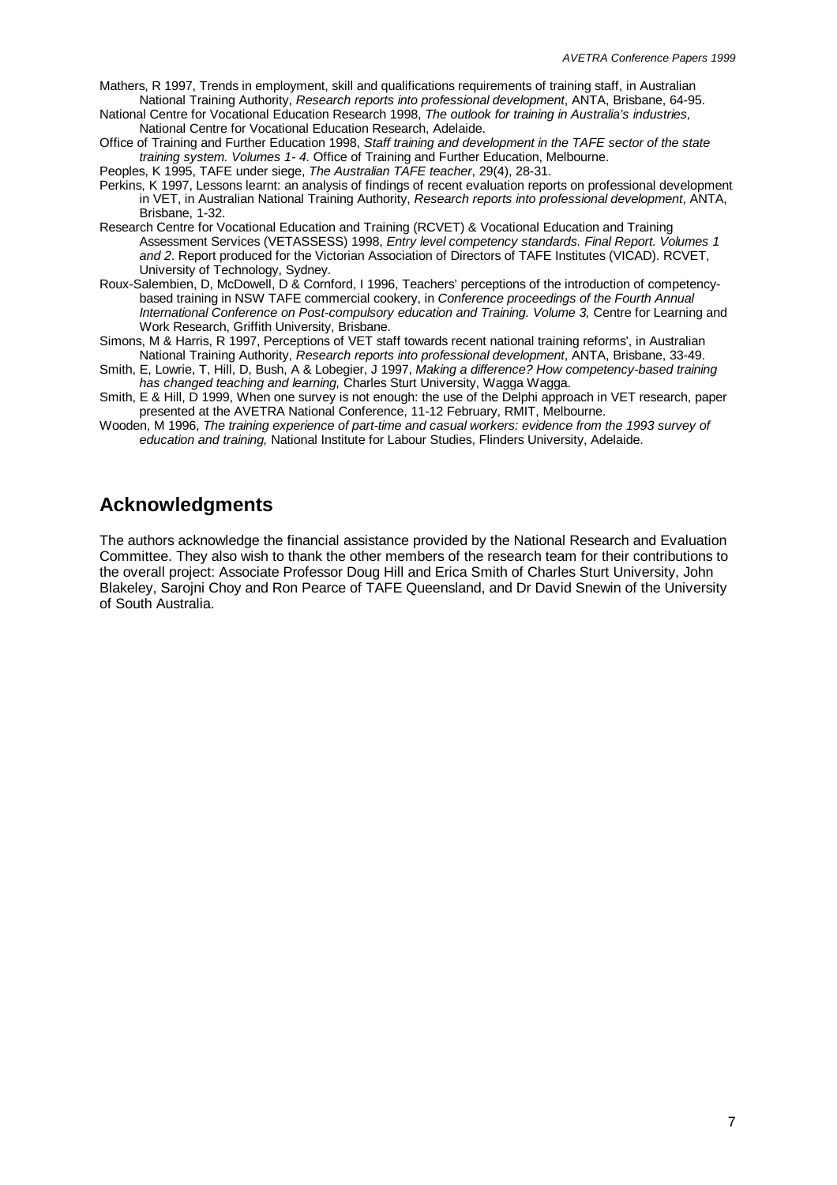Mathers, R 1997, Trends in employment, skill and qualifications requirements of training staff, in Australian National Training Authority, *Research reports into professional development*, ANTA, Brisbane, 64-95.

National Centre for Vocational Education Research 1998, *The outlook for training in Australia's industries,* National Centre for Vocational Education Research, Adelaide.

Office of Training and Further Education 1998, *Staff training and development in the TAFE sector of the state training system. Volumes 1- 4.* Office of Training and Further Education, Melbourne.

Peoples, K 1995, TAFE under siege, *The Australian TAFE teacher*, 29(4), 28-31.

Perkins, K 1997, Lessons learnt: an analysis of findings of recent evaluation reports on professional development in VET, in Australian National Training Authority, *Research reports into professional development*, ANTA, Brisbane, 1-32.

Research Centre for Vocational Education and Training (RCVET) & Vocational Education and Training Assessment Services (VETASSESS) 1998, *Entry level competency standards. Final Report. Volumes 1 and 2*. Report produced for the Victorian Association of Directors of TAFE Institutes (VICAD). RCVET, University of Technology, Sydney.

Roux-Salembien, D, McDowell, D & Cornford, I 1996, Teachers' perceptions of the introduction of competency-based training in NSW TAFE commercial cookery, in *Conference proceedings of the Fourth Annual International Conference on Post-compulsory education and Training. Volume 3,* Centre for Learning and Work Research, Griffith University, Brisbane.

Simons, M & Harris, R 1997, Perceptions of VET staff towards recent national training reforms', in Australian National Training Authority, *Research reports into professional development*, ANTA, Brisbane, 33-49.

Smith, E, Lowrie, T, Hill, D, Bush, A & Lobegier, J 1997, *Making a difference? How competency-based training has changed teaching and learning,* Charles Sturt University, Wagga Wagga.

Smith, E & Hill, D 1999, When one survey is not enough: the use of the Delphi approach in VET research, paper presented at the AVETRA National Conference, 11-12 February, RMIT, Melbourne.

Wooden, M 1996, *The training experience of part-time and casual workers: evidence from the 1993 survey of education and training,* National Institute for Labour Studies, Flinders University, Adelaide.

## Acknowledgments

The authors acknowledge the financial assistance provided by the National Research and Evaluation Committee. They also wish to thank the other members of the research team for their contributions to the overall project: Associate Professor Doug Hill and Erica Smith of Charles Sturt University, John Blakeley, Sarojni Choy and Ron Pearce of TAFE Queensland, and Dr David Snewin of the University of South Australia.